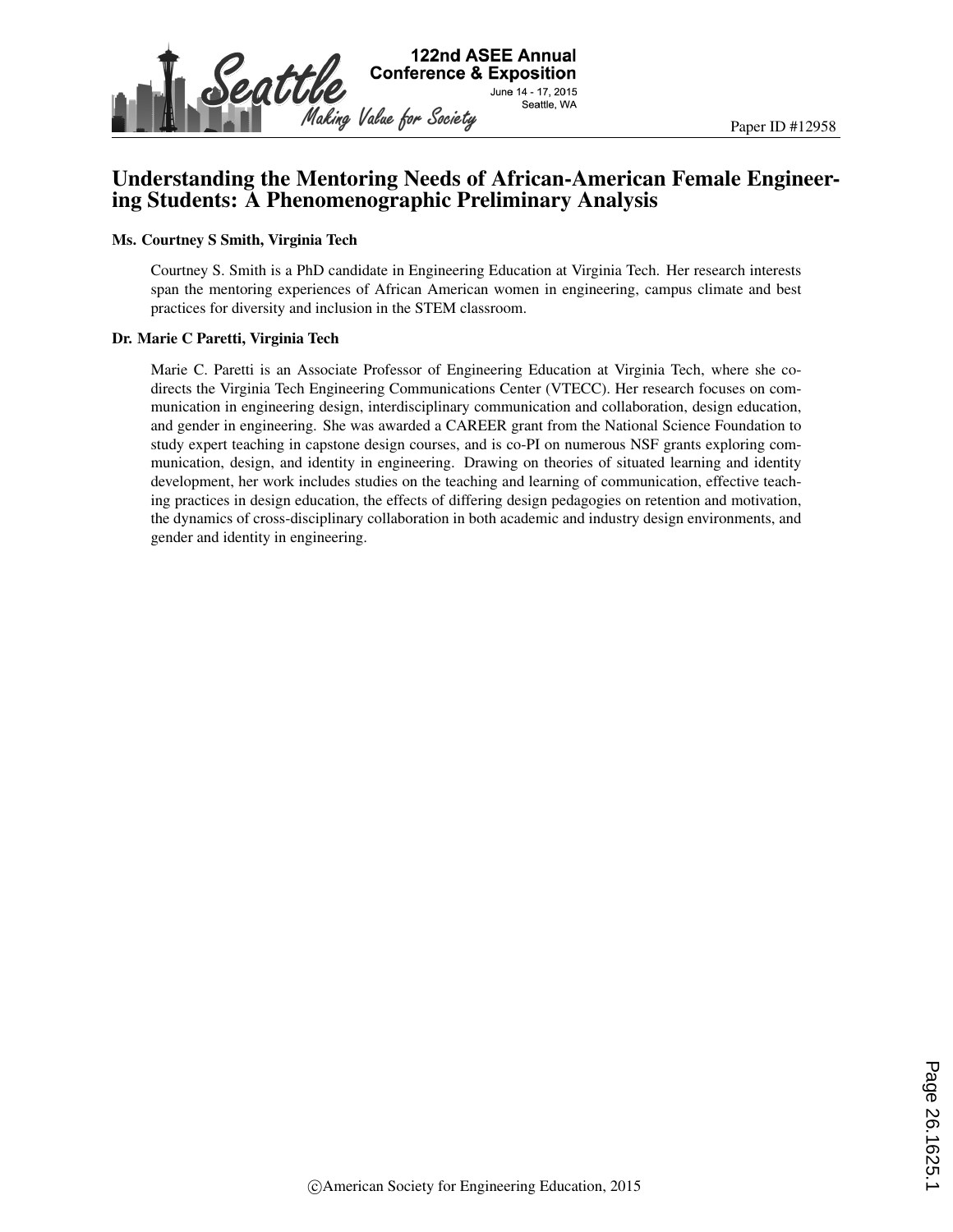Paper ID #12958

# Understanding the Mentoring Needs of African-American Female Engineering Students: A Phenomenographic Preliminary Analysis

**Ms. Courtney S Smith, Virginia Tech**

Courtney S. Smith is a PhD candidate in Engineering Education at Virginia Tech. Her research interests span the mentoring experiences of African American women in engineering, campus climate and best practices for diversity and inclusion in the STEM classroom.

**Dr. Marie C Paretti, Virginia Tech**

Marie C. Paretti is an Associate Professor of Engineering Education at Virginia Tech, where she co-directs the Virginia Tech Engineering Communications Center (VTECC). Her research focuses on communication in engineering design, interdisciplinary communication and collaboration, design education, and gender in engineering. She was awarded a CAREER grant from the National Science Foundation to study expert teaching in capstone design courses, and is co-PI on numerous NSF grants exploring communication, design, and identity in engineering. Drawing on theories of situated learning and identity development, her work includes studies on the teaching and learning of communication, effective teaching practices in design education, the effects of differing design pedagogies on retention and motivation, the dynamics of cross-disciplinary collaboration in both academic and industry design environments, and gender and identity in engineering.

©American Society for Engineering Education, 2015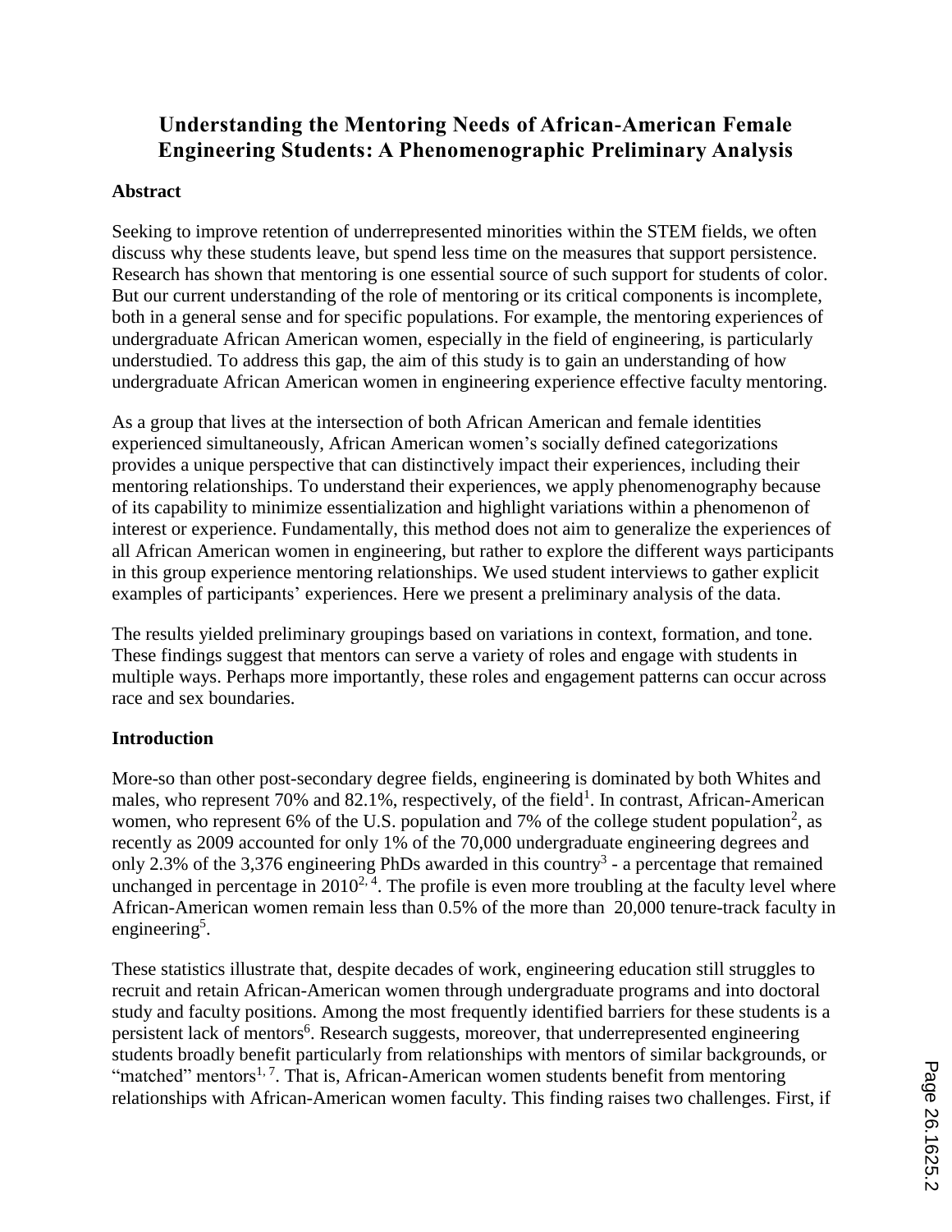## Understanding the Mentoring Needs of African-American Female Engineering Students: A Phenomenographic Preliminary Analysis

### Abstract

Seeking to improve retention of underrepresented minorities within the STEM fields, we often discuss why these students leave, but spend less time on the measures that support persistence. Research has shown that mentoring is one essential source of such support for students of color. But our current understanding of the role of mentoring or its critical components is incomplete, both in a general sense and for specific populations. For example, the mentoring experiences of undergraduate African American women, especially in the field of engineering, is particularly understudied. To address this gap, the aim of this study is to gain an understanding of how undergraduate African American women in engineering experience effective faculty mentoring.

As a group that lives at the intersection of both African American and female identities experienced simultaneously, African American women's socially defined categorizations provides a unique perspective that can distinctively impact their experiences, including their mentoring relationships. To understand their experiences, we apply phenomenography because of its capability to minimize essentialization and highlight variations within a phenomenon of interest or experience. Fundamentally, this method does not aim to generalize the experiences of all African American women in engineering, but rather to explore the different ways participants in this group experience mentoring relationships. We used student interviews to gather explicit examples of participants' experiences. Here we present a preliminary analysis of the data.

The results yielded preliminary groupings based on variations in context, formation, and tone. These findings suggest that mentors can serve a variety of roles and engage with students in multiple ways. Perhaps more importantly, these roles and engagement patterns can occur across race and sex boundaries.

### Introduction

More-so than other post-secondary degree fields, engineering is dominated by both Whites and males, who represent 70% and 82.1%, respectively, of the field[1]. In contrast, African-American women, who represent 6% of the U.S. population and 7% of the college student population[2], as recently as 2009 accounted for only 1% of the 70,000 undergraduate engineering degrees and only 2.3% of the 3,376 engineering PhDs awarded in this country[3] - a percentage that remained unchanged in percentage in 2010[2, 4]. The profile is even more troubling at the faculty level where African-American women remain less than 0.5% of the more than 20,000 tenure-track faculty in engineering[5].

These statistics illustrate that, despite decades of work, engineering education still struggles to recruit and retain African-American women through undergraduate programs and into doctoral study and faculty positions. Among the most frequently identified barriers for these students is a persistent lack of mentors[6]. Research suggests, moreover, that underrepresented engineering students broadly benefit particularly from relationships with mentors of similar backgrounds, or "matched" mentors[1, 7]. That is, African-American women students benefit from mentoring relationships with African-American women faculty. This finding raises two challenges. First, if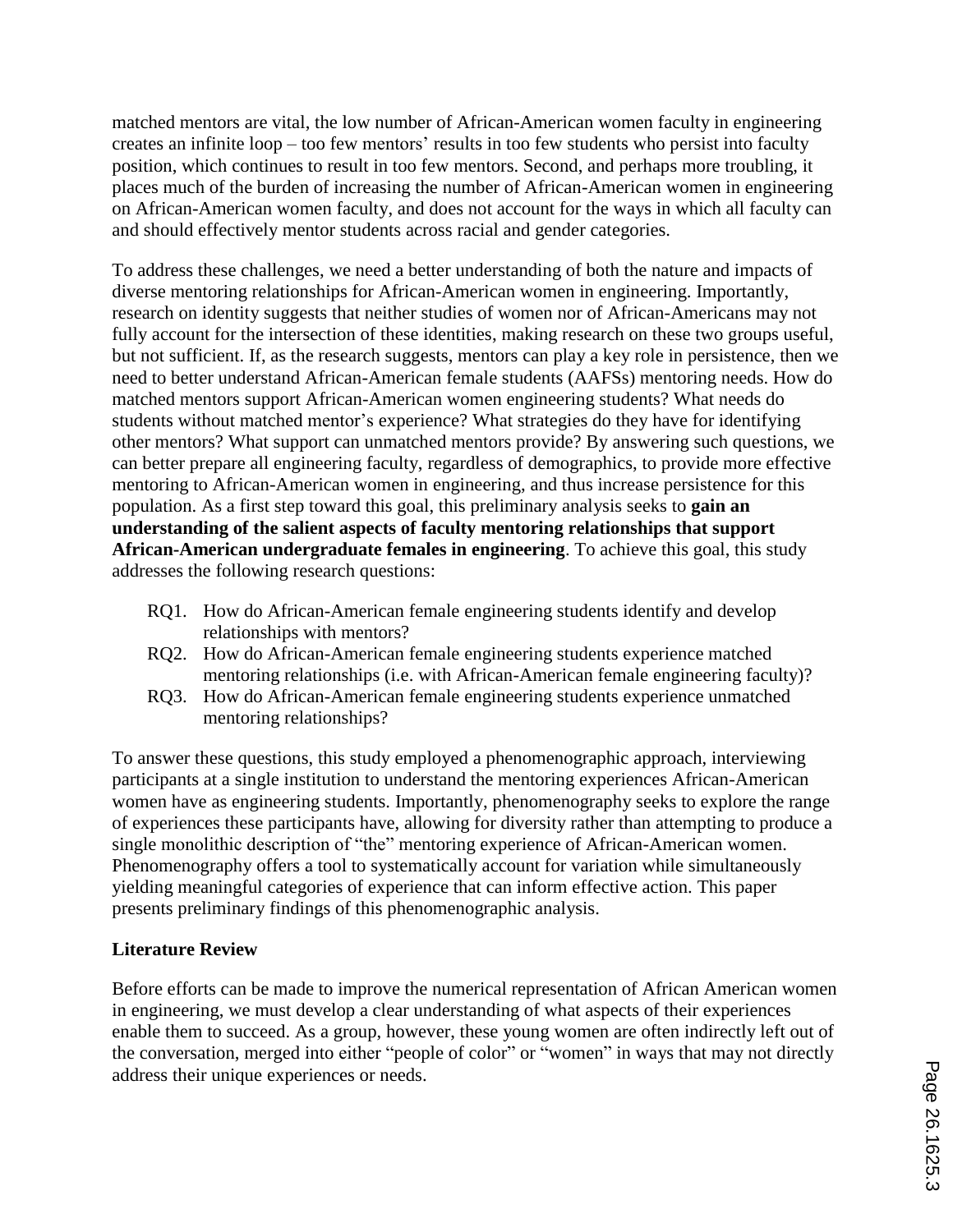matched mentors are vital, the low number of African-American women faculty in engineering creates an infinite loop – too few mentors' results in too few students who persist into faculty position, which continues to result in too few mentors. Second, and perhaps more troubling, it places much of the burden of increasing the number of African-American women in engineering on African-American women faculty, and does not account for the ways in which all faculty can and should effectively mentor students across racial and gender categories.

To address these challenges, we need a better understanding of both the nature and impacts of diverse mentoring relationships for African-American women in engineering. Importantly, research on identity suggests that neither studies of women nor of African-Americans may not fully account for the intersection of these identities, making research on these two groups useful, but not sufficient. If, as the research suggests, mentors can play a key role in persistence, then we need to better understand African-American female students (AAFSs) mentoring needs. How do matched mentors support African-American women engineering students? What needs do students without matched mentor's experience? What strategies do they have for identifying other mentors? What support can unmatched mentors provide? By answering such questions, we can better prepare all engineering faculty, regardless of demographics, to provide more effective mentoring to African-American women in engineering, and thus increase persistence for this population. As a first step toward this goal, this preliminary analysis seeks to **gain an understanding of the salient aspects of faculty mentoring relationships that support African-American undergraduate females in engineering**. To achieve this goal, this study addresses the following research questions:

- RQ1. How do African-American female engineering students identify and develop relationships with mentors?
- RQ2. How do African-American female engineering students experience matched mentoring relationships (i.e. with African-American female engineering faculty)?
- RQ3. How do African-American female engineering students experience unmatched mentoring relationships?

To answer these questions, this study employed a phenomenographic approach, interviewing participants at a single institution to understand the mentoring experiences African-American women have as engineering students. Importantly, phenomenography seeks to explore the range of experiences these participants have, allowing for diversity rather than attempting to produce a single monolithic description of "the" mentoring experience of African-American women. Phenomenography offers a tool to systematically account for variation while simultaneously yielding meaningful categories of experience that can inform effective action. This paper presents preliminary findings of this phenomenographic analysis.

## Literature Review

Before efforts can be made to improve the numerical representation of African American women in engineering, we must develop a clear understanding of what aspects of their experiences enable them to succeed. As a group, however, these young women are often indirectly left out of the conversation, merged into either "people of color" or "women" in ways that may not directly address their unique experiences or needs.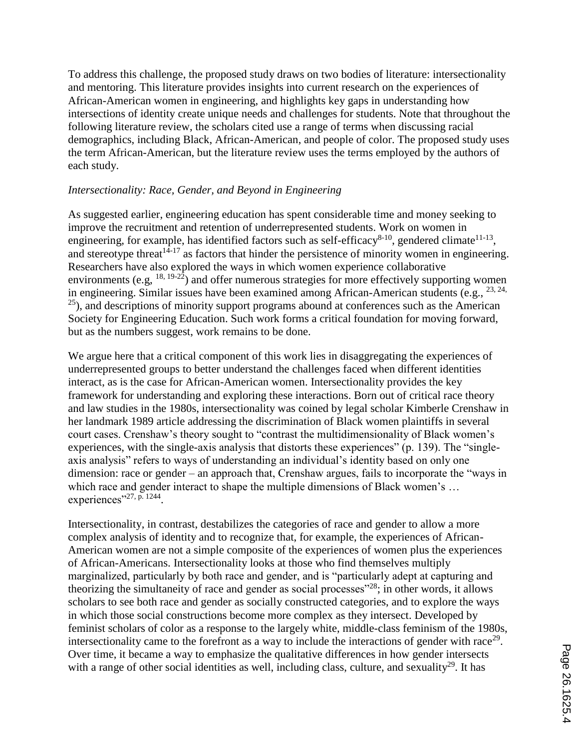To address this challenge, the proposed study draws on two bodies of literature: intersectionality and mentoring. This literature provides insights into current research on the experiences of African-American women in engineering, and highlights key gaps in understanding how intersections of identity create unique needs and challenges for students. Note that throughout the following literature review, the scholars cited use a range of terms when discussing racial demographics, including Black, African-American, and people of color. The proposed study uses the term African-American, but the literature review uses the terms employed by the authors of each study.

*Intersectionality: Race, Gender, and Beyond in Engineering*

As suggested earlier, engineering education has spent considerable time and money seeking to improve the recruitment and retention of underrepresented students. Work on women in engineering, for example, has identified factors such as self-efficacy[8-10], gendered climate[11-13], and stereotype threat[14-17] as factors that hinder the persistence of minority women in engineering. Researchers have also explored the ways in which women experience collaborative environments (e.g, [18, 19-22]) and offer numerous strategies for more effectively supporting women in engineering. Similar issues have been examined among African-American students (e.g., [23, 24, 25]), and descriptions of minority support programs abound at conferences such as the American Society for Engineering Education. Such work forms a critical foundation for moving forward, but as the numbers suggest, work remains to be done.

We argue here that a critical component of this work lies in disaggregating the experiences of underrepresented groups to better understand the challenges faced when different identities interact, as is the case for African-American women. Intersectionality provides the key framework for understanding and exploring these interactions. Born out of critical race theory and law studies in the 1980s, intersectionality was coined by legal scholar Kimberle Crenshaw in her landmark 1989 article addressing the discrimination of Black women plaintiffs in several court cases. Crenshaw's theory sought to "contrast the multidimensionality of Black women's experiences, with the single-axis analysis that distorts these experiences" (p. 139). The "single-axis analysis" refers to ways of understanding an individual's identity based on only one dimension: race or gender – an approach that, Crenshaw argues, fails to incorporate the "ways in which race and gender interact to shape the multiple dimensions of Black women's … experiences"[27, p. 1244].

Intersectionality, in contrast, destabilizes the categories of race and gender to allow a more complex analysis of identity and to recognize that, for example, the experiences of African-American women are not a simple composite of the experiences of women plus the experiences of African-Americans. Intersectionality looks at those who find themselves multiply marginalized, particularly by both race and gender, and is "particularly adept at capturing and theorizing the simultaneity of race and gender as social processes"[28]; in other words, it allows scholars to see both race and gender as socially constructed categories, and to explore the ways in which those social constructions become more complex as they intersect. Developed by feminist scholars of color as a response to the largely white, middle-class feminism of the 1980s, intersectionality came to the forefront as a way to include the interactions of gender with race[29]. Over time, it became a way to emphasize the qualitative differences in how gender intersects with a range of other social identities as well, including class, culture, and sexuality[29]. It has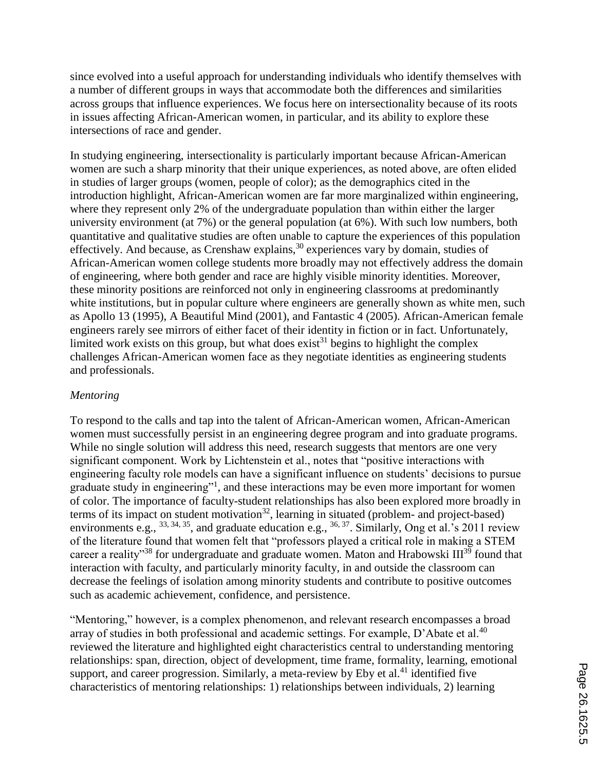since evolved into a useful approach for understanding individuals who identify themselves with a number of different groups in ways that accommodate both the differences and similarities across groups that influence experiences. We focus here on intersectionality because of its roots in issues affecting African-American women, in particular, and its ability to explore these intersections of race and gender.

In studying engineering, intersectionality is particularly important because African-American women are such a sharp minority that their unique experiences, as noted above, are often elided in studies of larger groups (women, people of color); as the demographics cited in the introduction highlight, African-American women are far more marginalized within engineering, where they represent only 2% of the undergraduate population than within either the larger university environment (at 7%) or the general population (at 6%). With such low numbers, both quantitative and qualitative studies are often unable to capture the experiences of this population effectively. And because, as Crenshaw explains,[30] experiences vary by domain, studies of African-American women college students more broadly may not effectively address the domain of engineering, where both gender and race are highly visible minority identities. Moreover, these minority positions are reinforced not only in engineering classrooms at predominantly white institutions, but in popular culture where engineers are generally shown as white men, such as Apollo 13 (1995), A Beautiful Mind (2001), and Fantastic 4 (2005). African-American female engineers rarely see mirrors of either facet of their identity in fiction or in fact. Unfortunately, limited work exists on this group, but what does exist[31] begins to highlight the complex challenges African-American women face as they negotiate identities as engineering students and professionals.

*Mentoring*

To respond to the calls and tap into the talent of African-American women, African-American women must successfully persist in an engineering degree program and into graduate programs. While no single solution will address this need, research suggests that mentors are one very significant component. Work by Lichtenstein et al., notes that "positive interactions with engineering faculty role models can have a significant influence on students' decisions to pursue graduate study in engineering"[1], and these interactions may be even more important for women of color. The importance of faculty-student relationships has also been explored more broadly in terms of its impact on student motivation[32], learning in situated (problem- and project-based) environments e.g., [33, 34, 35], and graduate education e.g., [36, 37]. Similarly, Ong et al.'s 2011 review of the literature found that women felt that "professors played a critical role in making a STEM career a reality"[38] for undergraduate and graduate women. Maton and Hrabowski III[39] found that interaction with faculty, and particularly minority faculty, in and outside the classroom can decrease the feelings of isolation among minority students and contribute to positive outcomes such as academic achievement, confidence, and persistence.

"Mentoring," however, is a complex phenomenon, and relevant research encompasses a broad array of studies in both professional and academic settings. For example, D'Abate et al.[40] reviewed the literature and highlighted eight characteristics central to understanding mentoring relationships: span, direction, object of development, time frame, formality, learning, emotional support, and career progression. Similarly, a meta-review by Eby et al.[41] identified five characteristics of mentoring relationships: 1) relationships between individuals, 2) learning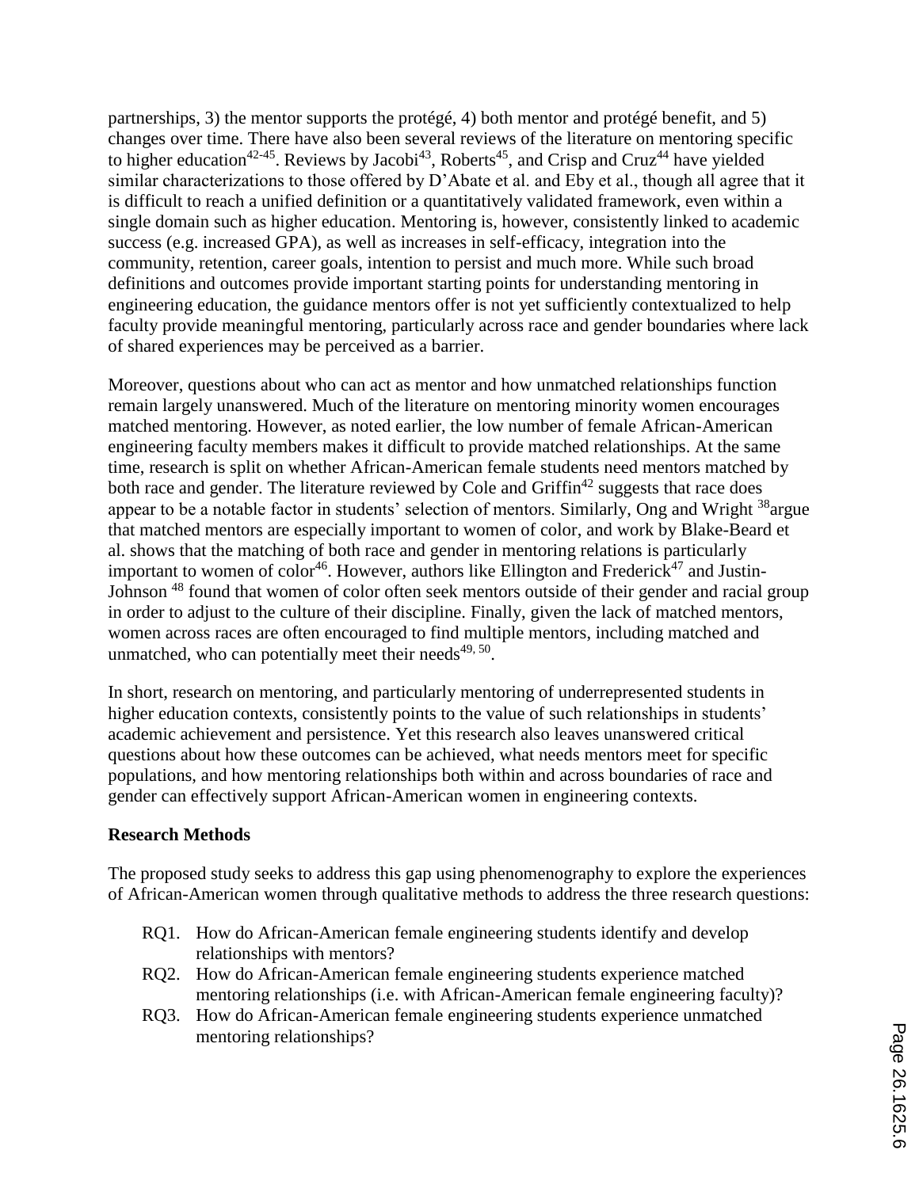partnerships, 3) the mentor supports the protégé, 4) both mentor and protégé benefit, and 5) changes over time. There have also been several reviews of the literature on mentoring specific to higher education[42-45]. Reviews by Jacobi[43], Roberts[45], and Crisp and Cruz[44] have yielded similar characterizations to those offered by D'Abate et al. and Eby et al., though all agree that it is difficult to reach a unified definition or a quantitatively validated framework, even within a single domain such as higher education. Mentoring is, however, consistently linked to academic success (e.g. increased GPA), as well as increases in self-efficacy, integration into the community, retention, career goals, intention to persist and much more. While such broad definitions and outcomes provide important starting points for understanding mentoring in engineering education, the guidance mentors offer is not yet sufficiently contextualized to help faculty provide meaningful mentoring, particularly across race and gender boundaries where lack of shared experiences may be perceived as a barrier.

Moreover, questions about who can act as mentor and how unmatched relationships function remain largely unanswered. Much of the literature on mentoring minority women encourages matched mentoring. However, as noted earlier, the low number of female African-American engineering faculty members makes it difficult to provide matched relationships. At the same time, research is split on whether African-American female students need mentors matched by both race and gender. The literature reviewed by Cole and Griffin[42] suggests that race does appear to be a notable factor in students' selection of mentors. Similarly, Ong and Wright [38]argue that matched mentors are especially important to women of color, and work by Blake-Beard et al. shows that the matching of both race and gender in mentoring relations is particularly important to women of color[46]. However, authors like Ellington and Frederick[47] and Justin-Johnson [48] found that women of color often seek mentors outside of their gender and racial group in order to adjust to the culture of their discipline. Finally, given the lack of matched mentors, women across races are often encouraged to find multiple mentors, including matched and unmatched, who can potentially meet their needs[49, 50].

In short, research on mentoring, and particularly mentoring of underrepresented students in higher education contexts, consistently points to the value of such relationships in students' academic achievement and persistence. Yet this research also leaves unanswered critical questions about how these outcomes can be achieved, what needs mentors meet for specific populations, and how mentoring relationships both within and across boundaries of race and gender can effectively support African-American women in engineering contexts.

**Research Methods**

The proposed study seeks to address this gap using phenomenography to explore the experiences of African-American women through qualitative methods to address the three research questions:

- RQ1. How do African-American female engineering students identify and develop relationships with mentors?
- RQ2. How do African-American female engineering students experience matched mentoring relationships (i.e. with African-American female engineering faculty)?
- RQ3. How do African-American female engineering students experience unmatched mentoring relationships?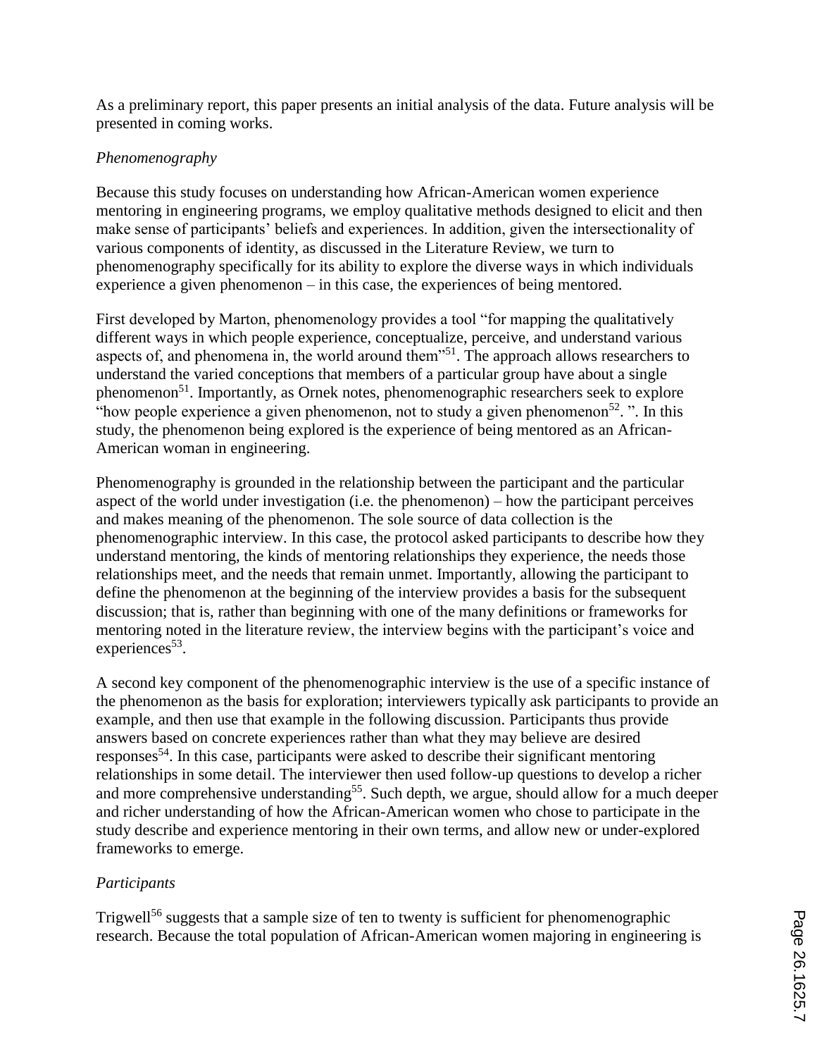As a preliminary report, this paper presents an initial analysis of the data. Future analysis will be presented in coming works.

### *Phenomenography*

Because this study focuses on understanding how African-American women experience mentoring in engineering programs, we employ qualitative methods designed to elicit and then make sense of participants' beliefs and experiences. In addition, given the intersectionality of various components of identity, as discussed in the Literature Review, we turn to phenomenography specifically for its ability to explore the diverse ways in which individuals experience a given phenomenon – in this case, the experiences of being mentored.

First developed by Marton, phenomenology provides a tool "for mapping the qualitatively different ways in which people experience, conceptualize, perceive, and understand various aspects of, and phenomena in, the world around them"[51]. The approach allows researchers to understand the varied conceptions that members of a particular group have about a single phenomenon[51]. Importantly, as Ornek notes, phenomenographic researchers seek to explore "how people experience a given phenomenon, not to study a given phenomenon[52]. ". In this study, the phenomenon being explored is the experience of being mentored as an African-American woman in engineering.

Phenomenography is grounded in the relationship between the participant and the particular aspect of the world under investigation (i.e. the phenomenon) – how the participant perceives and makes meaning of the phenomenon. The sole source of data collection is the phenomenographic interview. In this case, the protocol asked participants to describe how they understand mentoring, the kinds of mentoring relationships they experience, the needs those relationships meet, and the needs that remain unmet. Importantly, allowing the participant to define the phenomenon at the beginning of the interview provides a basis for the subsequent discussion; that is, rather than beginning with one of the many definitions or frameworks for mentoring noted in the literature review, the interview begins with the participant's voice and experiences[53].

A second key component of the phenomenographic interview is the use of a specific instance of the phenomenon as the basis for exploration; interviewers typically ask participants to provide an example, and then use that example in the following discussion. Participants thus provide answers based on concrete experiences rather than what they may believe are desired responses[54]. In this case, participants were asked to describe their significant mentoring relationships in some detail. The interviewer then used follow-up questions to develop a richer and more comprehensive understanding[55]. Such depth, we argue, should allow for a much deeper and richer understanding of how the African-American women who chose to participate in the study describe and experience mentoring in their own terms, and allow new or under-explored frameworks to emerge.

### *Participants*

Trigwell[56] suggests that a sample size of ten to twenty is sufficient for phenomenographic research. Because the total population of African-American women majoring in engineering is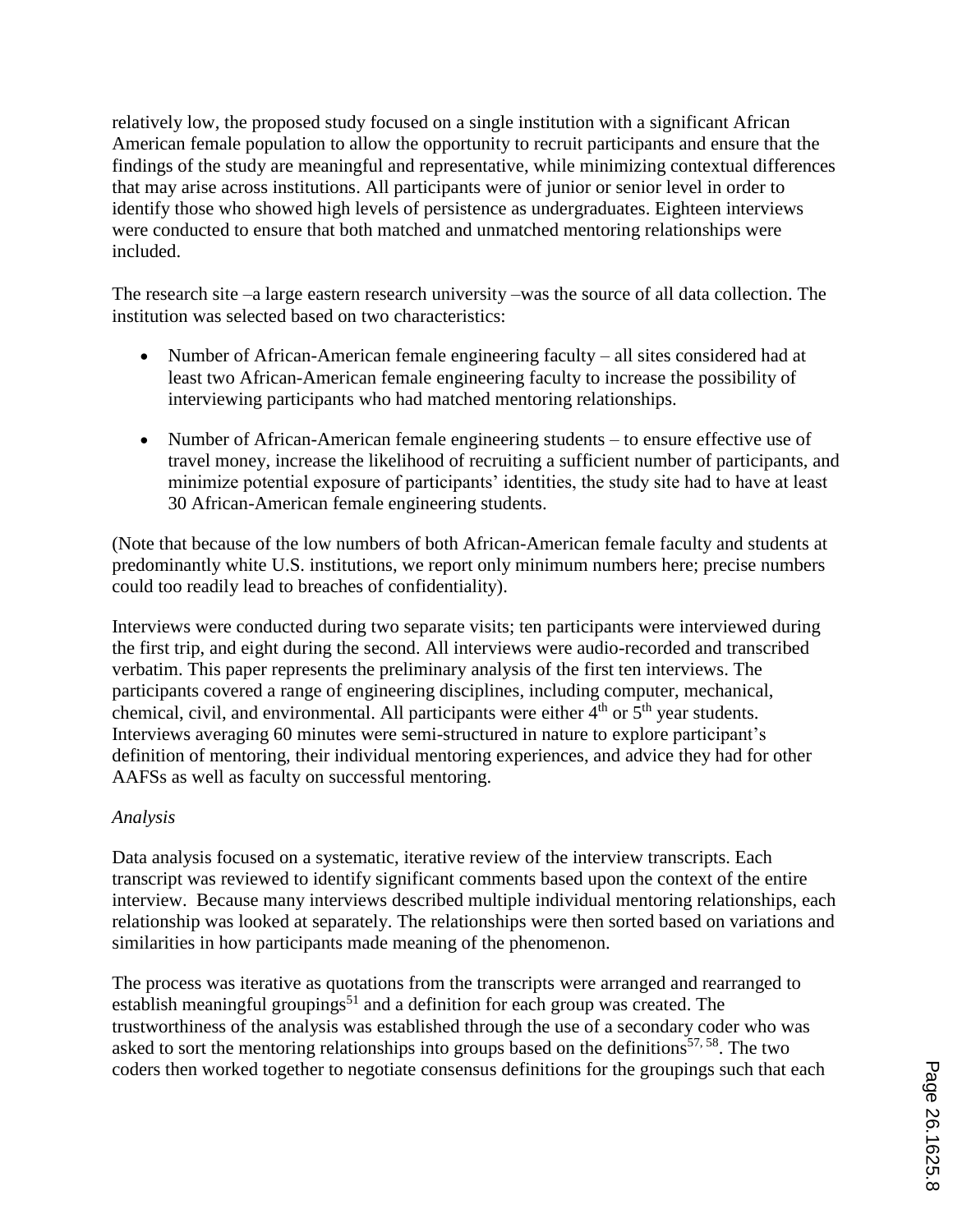relatively low, the proposed study focused on a single institution with a significant African American female population to allow the opportunity to recruit participants and ensure that the findings of the study are meaningful and representative, while minimizing contextual differences that may arise across institutions. All participants were of junior or senior level in order to identify those who showed high levels of persistence as undergraduates. Eighteen interviews were conducted to ensure that both matched and unmatched mentoring relationships were included.

The research site –a large eastern research university –was the source of all data collection. The institution was selected based on two characteristics:

- Number of African-American female engineering faculty – all sites considered had at least two African-American female engineering faculty to increase the possibility of interviewing participants who had matched mentoring relationships.
- Number of African-American female engineering students – to ensure effective use of travel money, increase the likelihood of recruiting a sufficient number of participants, and minimize potential exposure of participants' identities, the study site had to have at least 30 African-American female engineering students.

(Note that because of the low numbers of both African-American female faculty and students at predominantly white U.S. institutions, we report only minimum numbers here; precise numbers could too readily lead to breaches of confidentiality).

Interviews were conducted during two separate visits; ten participants were interviewed during the first trip, and eight during the second. All interviews were audio-recorded and transcribed verbatim. This paper represents the preliminary analysis of the first ten interviews. The participants covered a range of engineering disciplines, including computer, mechanical, chemical, civil, and environmental. All participants were either 4th or 5th year students. Interviews averaging 60 minutes were semi-structured in nature to explore participant's definition of mentoring, their individual mentoring experiences, and advice they had for other AAFSs as well as faculty on successful mentoring.

*Analysis*

Data analysis focused on a systematic, iterative review of the interview transcripts. Each transcript was reviewed to identify significant comments based upon the context of the entire interview. Because many interviews described multiple individual mentoring relationships, each relationship was looked at separately. The relationships were then sorted based on variations and similarities in how participants made meaning of the phenomenon.

The process was iterative as quotations from the transcripts were arranged and rearranged to establish meaningful groupings[51] and a definition for each group was created. The trustworthiness of the analysis was established through the use of a secondary coder who was asked to sort the mentoring relationships into groups based on the definitions[57, 58]. The two coders then worked together to negotiate consensus definitions for the groupings such that each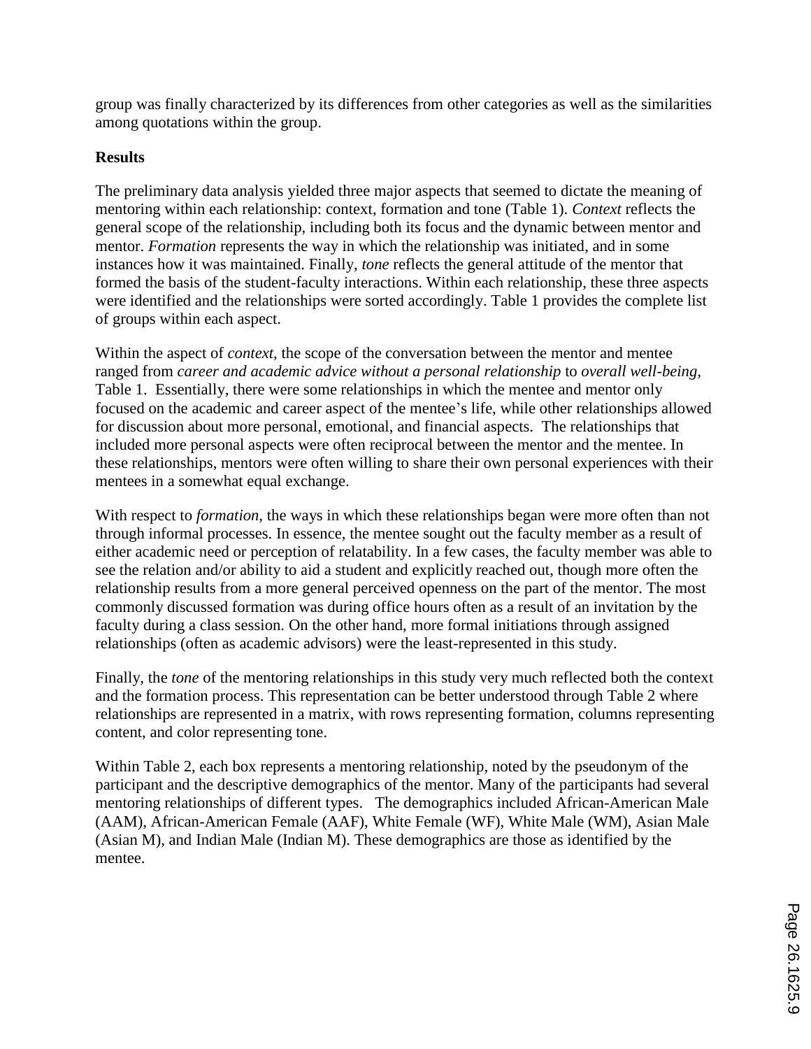group was finally characterized by its differences from other categories as well as the similarities among quotations within the group.

**Results**

The preliminary data analysis yielded three major aspects that seemed to dictate the meaning of mentoring within each relationship: context, formation and tone (Table 1). *Context* reflects the general scope of the relationship, including both its focus and the dynamic between mentor and mentor. *Formation* represents the way in which the relationship was initiated, and in some instances how it was maintained. Finally, *tone* reflects the general attitude of the mentor that formed the basis of the student-faculty interactions. Within each relationship, these three aspects were identified and the relationships were sorted accordingly. Table 1 provides the complete list of groups within each aspect.

Within the aspect of *context*, the scope of the conversation between the mentor and mentee ranged from *career and academic advice without a personal relationship* to *overall well-being*, Table 1. Essentially, there were some relationships in which the mentee and mentor only focused on the academic and career aspect of the mentee's life, while other relationships allowed for discussion about more personal, emotional, and financial aspects. The relationships that included more personal aspects were often reciprocal between the mentor and the mentee. In these relationships, mentors were often willing to share their own personal experiences with their mentees in a somewhat equal exchange.

With respect to *formation*, the ways in which these relationships began were more often than not through informal processes. In essence, the mentee sought out the faculty member as a result of either academic need or perception of relatability. In a few cases, the faculty member was able to see the relation and/or ability to aid a student and explicitly reached out, though more often the relationship results from a more general perceived openness on the part of the mentor. The most commonly discussed formation was during office hours often as a result of an invitation by the faculty during a class session. On the other hand, more formal initiations through assigned relationships (often as academic advisors) were the least-represented in this study.

Finally, the *tone* of the mentoring relationships in this study very much reflected both the context and the formation process. This representation can be better understood through Table 2 where relationships are represented in a matrix, with rows representing formation, columns representing content, and color representing tone.

Within Table 2, each box represents a mentoring relationship, noted by the pseudonym of the participant and the descriptive demographics of the mentor. Many of the participants had several mentoring relationships of different types. The demographics included African-American Male (AAM), African-American Female (AAF), White Female (WF), White Male (WM), Asian Male (Asian M), and Indian Male (Indian M). These demographics are those as identified by the mentee.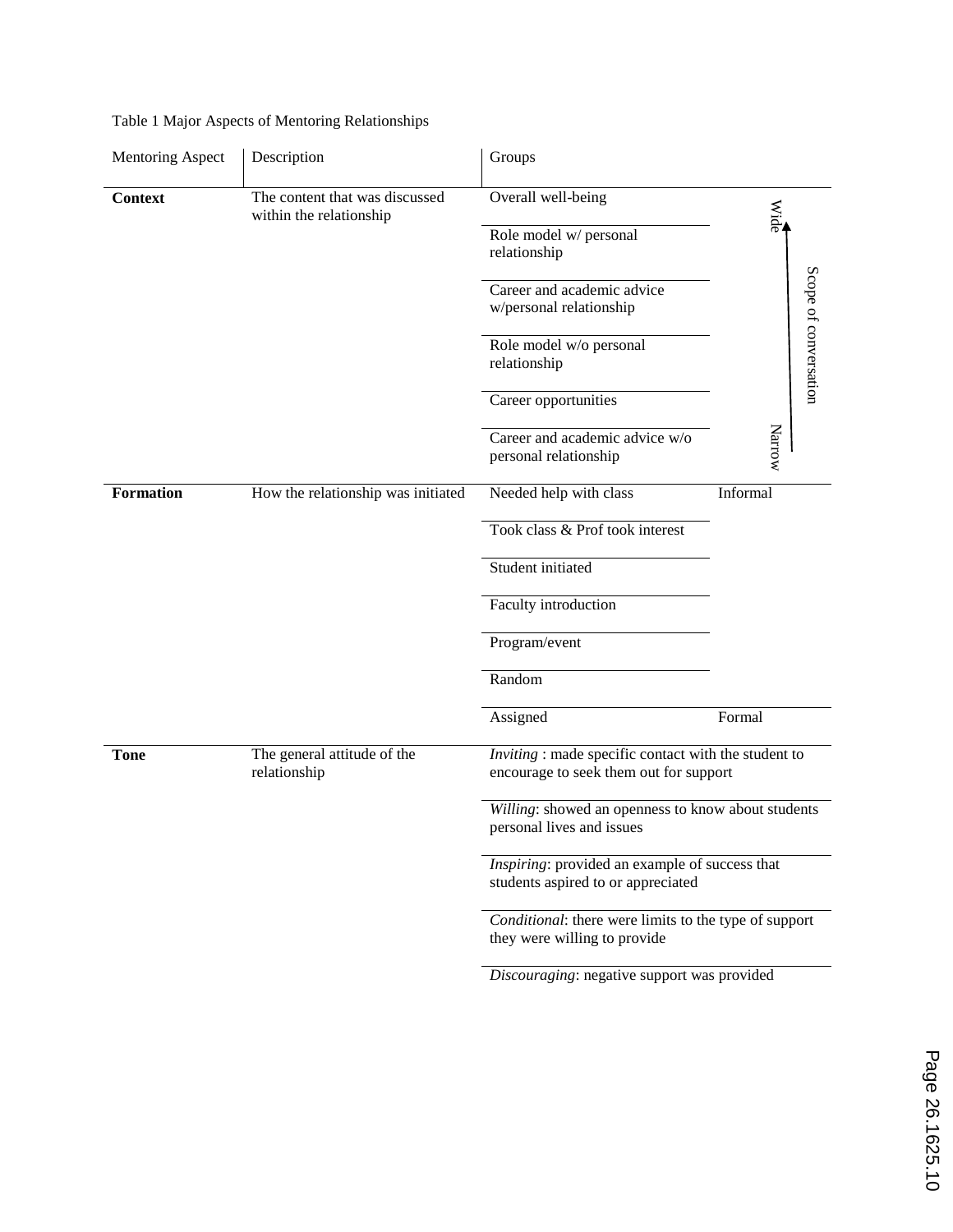Table 1 Major Aspects of Mentoring Relationships

| Mentoring Aspect | Description | Groups | |
|---|---|---|---|
| **Context** | The content that was discussed within the relationship | Overall well-being | Wide ↑ Scope of conversation |
| | | Role model w/ personal relationship | |
| | | Career and academic advice w/personal relationship | |
| | | Role model w/o personal relationship | |
| | | Career opportunities | |
| | | Career and academic advice w/o personal relationship | Narrow |
| **Formation** | How the relationship was initiated | Needed help with class | Informal |
| | | Took class & Prof took interest | |
| | | Student initiated | |
| | | Faculty introduction | |
| | | Program/event | |
| | | Random | |
| | | Assigned | Formal |
| **Tone** | The general attitude of the relationship | *Inviting* : made specific contact with the student to encourage to seek them out for support | |
| | | *Willing*: showed an openness to know about students personal lives and issues | |
| | | *Inspiring*: provided an example of success that students aspired to or appreciated | |
| | | *Conditional*: there were limits to the type of support they were willing to provide | |
| | | *Discouraging*: negative support was provided | |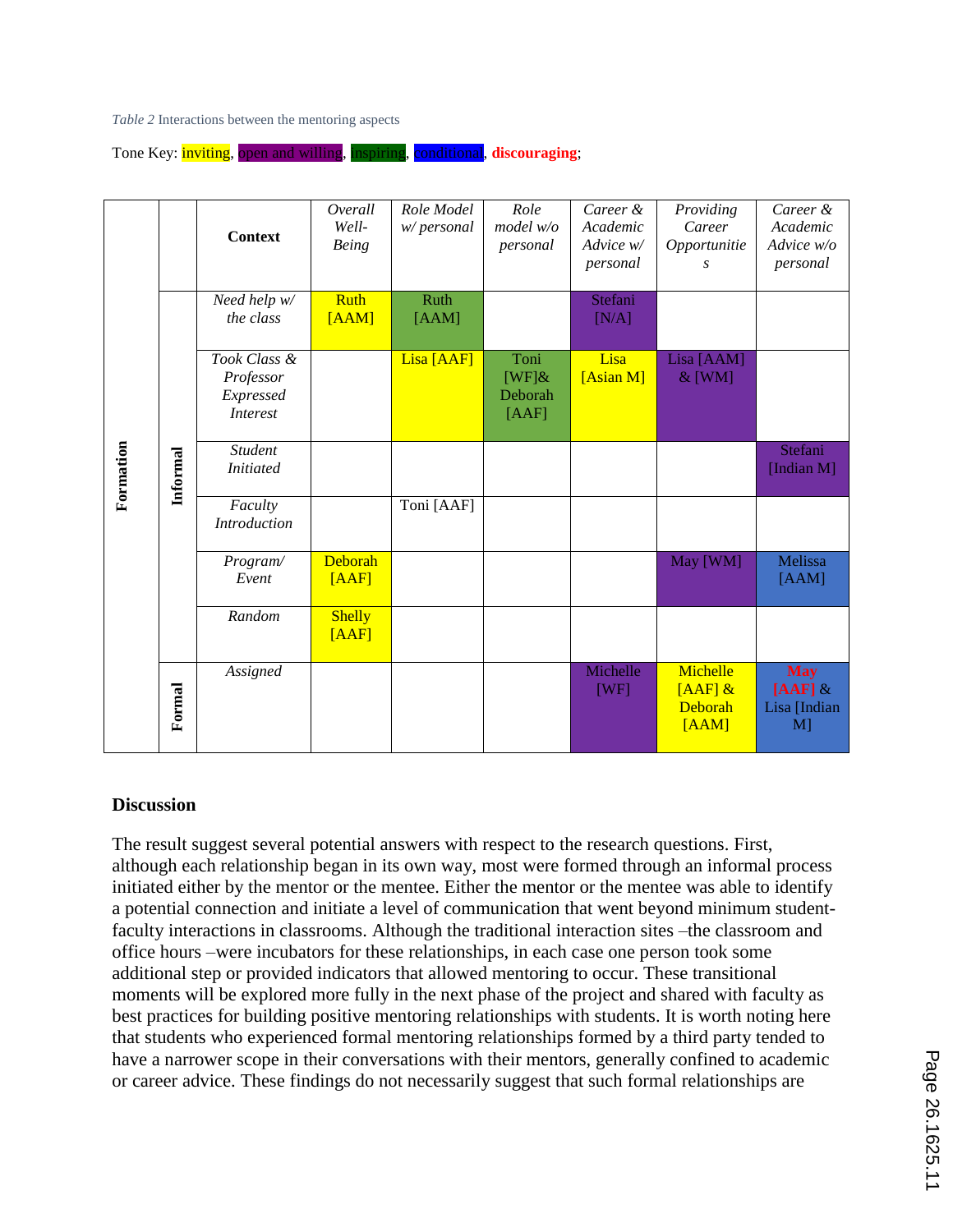*Table 2* Interactions between the mentoring aspects

Tone Key: inviting, open and willing, inspiring, conditional, **discouraging**;

| | | Context | *Overall Well-Being* | *Role Model w/ personal* | *Role model w/o personal* | *Career & Academic Advice w/ personal* | *Providing Career Opportunities* | *Career & Academic Advice w/o personal* |
|---|---|---|---|---|---|---|---|---|
| **Formation** | **Informal** | *Need help w/ the class* | Ruth [AAM] | Ruth [AAM] | | Stefani [N/A] | | |
| | | *Took Class & Professor Expressed Interest* | | Lisa [AAF] | Toni [WF]& Deborah [AAF] | Lisa [Asian M] | Lisa [AAM] & [WM] | |
| | | *Student Initiated* | | | | | | Stefani [Indian M] |
| | | *Faculty Introduction* | | Toni [AAF] | | | | |
| | | *Program/ Event* | Deborah [AAF] | | | | May [WM] | Melissa [AAM] |
| | | *Random* | Shelly [AAF] | | | | | |
| | **Formal** | *Assigned* | | | | Michelle [WF] | Michelle [AAF] & Deborah [AAM] | **May [AAF]** & Lisa [Indian M] |

## Discussion

The result suggest several potential answers with respect to the research questions. First, although each relationship began in its own way, most were formed through an informal process initiated either by the mentor or the mentee. Either the mentor or the mentee was able to identify a potential connection and initiate a level of communication that went beyond minimum student-faculty interactions in classrooms. Although the traditional interaction sites –the classroom and office hours –were incubators for these relationships, in each case one person took some additional step or provided indicators that allowed mentoring to occur. These transitional moments will be explored more fully in the next phase of the project and shared with faculty as best practices for building positive mentoring relationships with students. It is worth noting here that students who experienced formal mentoring relationships formed by a third party tended to have a narrower scope in their conversations with their mentors, generally confined to academic or career advice. These findings do not necessarily suggest that such formal relationships are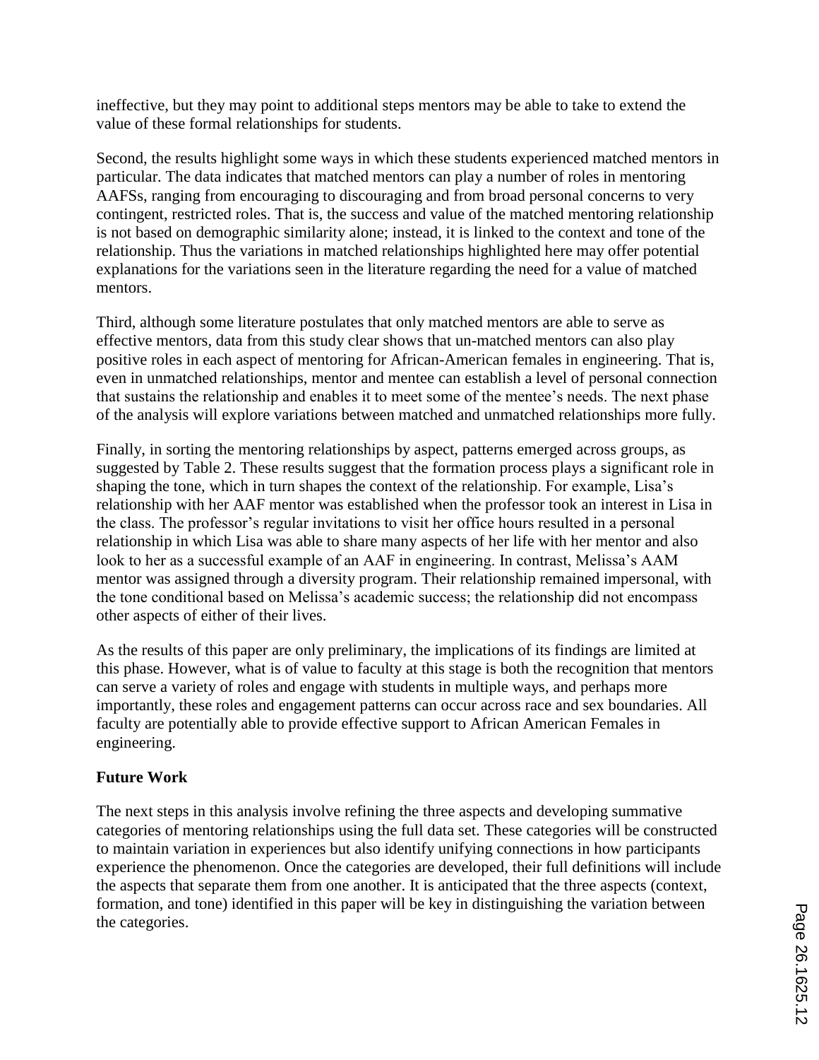ineffective, but they may point to additional steps mentors may be able to take to extend the value of these formal relationships for students.

Second, the results highlight some ways in which these students experienced matched mentors in particular. The data indicates that matched mentors can play a number of roles in mentoring AAFSs, ranging from encouraging to discouraging and from broad personal concerns to very contingent, restricted roles. That is, the success and value of the matched mentoring relationship is not based on demographic similarity alone; instead, it is linked to the context and tone of the relationship. Thus the variations in matched relationships highlighted here may offer potential explanations for the variations seen in the literature regarding the need for a value of matched mentors.

Third, although some literature postulates that only matched mentors are able to serve as effective mentors, data from this study clear shows that un-matched mentors can also play positive roles in each aspect of mentoring for African-American females in engineering. That is, even in unmatched relationships, mentor and mentee can establish a level of personal connection that sustains the relationship and enables it to meet some of the mentee's needs. The next phase of the analysis will explore variations between matched and unmatched relationships more fully.

Finally, in sorting the mentoring relationships by aspect, patterns emerged across groups, as suggested by Table 2. These results suggest that the formation process plays a significant role in shaping the tone, which in turn shapes the context of the relationship. For example, Lisa's relationship with her AAF mentor was established when the professor took an interest in Lisa in the class. The professor's regular invitations to visit her office hours resulted in a personal relationship in which Lisa was able to share many aspects of her life with her mentor and also look to her as a successful example of an AAF in engineering. In contrast, Melissa's AAM mentor was assigned through a diversity program. Their relationship remained impersonal, with the tone conditional based on Melissa's academic success; the relationship did not encompass other aspects of either of their lives.

As the results of this paper are only preliminary, the implications of its findings are limited at this phase. However, what is of value to faculty at this stage is both the recognition that mentors can serve a variety of roles and engage with students in multiple ways, and perhaps more importantly, these roles and engagement patterns can occur across race and sex boundaries. All faculty are potentially able to provide effective support to African American Females in engineering.

## Future Work

The next steps in this analysis involve refining the three aspects and developing summative categories of mentoring relationships using the full data set. These categories will be constructed to maintain variation in experiences but also identify unifying connections in how participants experience the phenomenon. Once the categories are developed, their full definitions will include the aspects that separate them from one another. It is anticipated that the three aspects (context, formation, and tone) identified in this paper will be key in distinguishing the variation between the categories.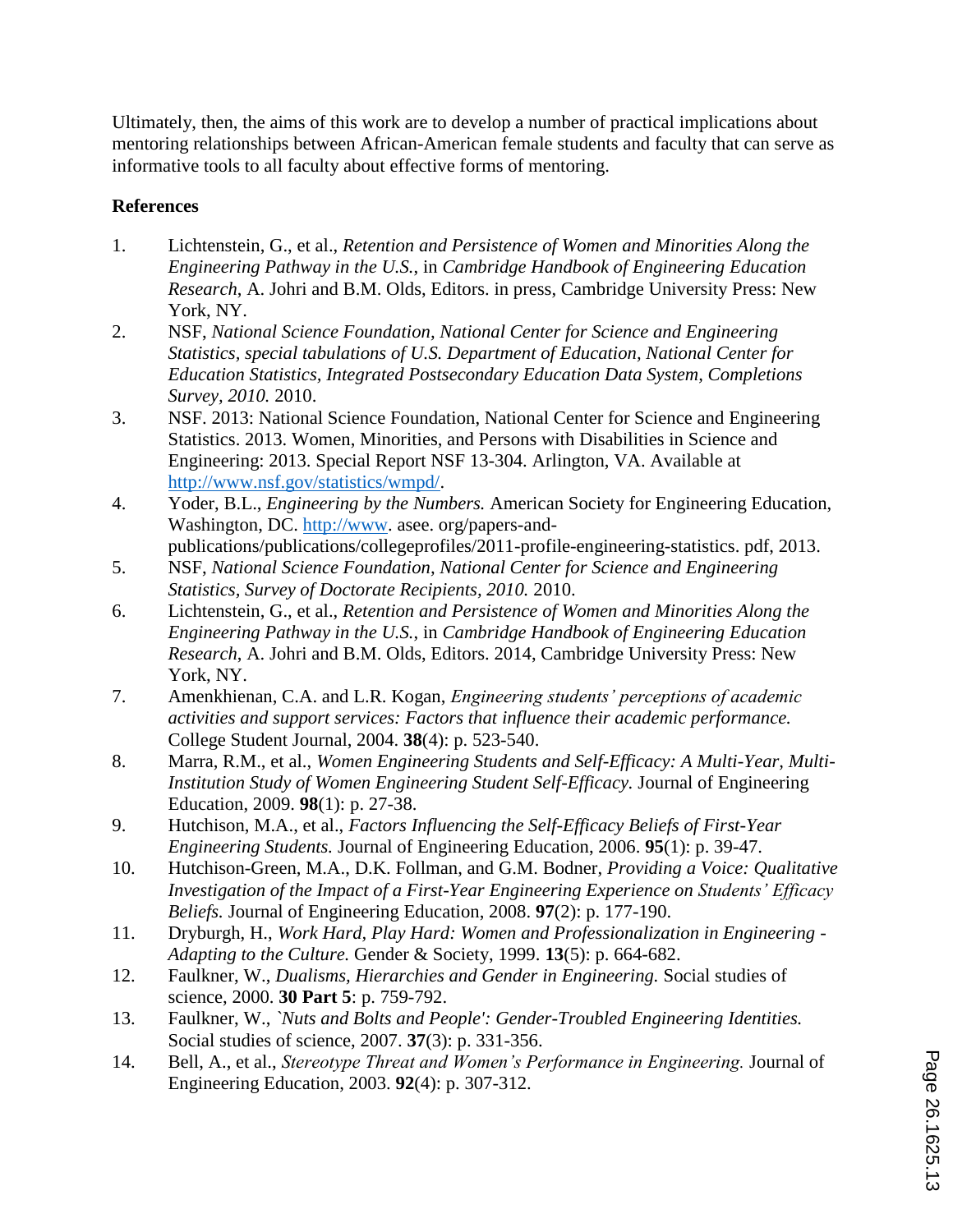Ultimately, then, the aims of this work are to develop a number of practical implications about mentoring relationships between African-American female students and faculty that can serve as informative tools to all faculty about effective forms of mentoring.

**References**

1. Lichtenstein, G., et al., *Retention and Persistence of Women and Minorities Along the Engineering Pathway in the U.S.*, in *Cambridge Handbook of Engineering Education Research*, A. Johri and B.M. Olds, Editors. in press, Cambridge University Press: New York, NY.
2. NSF, *National Science Foundation, National Center for Science and Engineering Statistics, special tabulations of U.S. Department of Education, National Center for Education Statistics, Integrated Postsecondary Education Data System, Completions Survey, 2010.* 2010.
3. NSF. 2013: National Science Foundation, National Center for Science and Engineering Statistics. 2013. Women, Minorities, and Persons with Disabilities in Science and Engineering: 2013. Special Report NSF 13-304. Arlington, VA. Available at http://www.nsf.gov/statistics/wmpd/.
4. Yoder, B.L., *Engineering by the Numbers.* American Society for Engineering Education, Washington, DC. http://www. asee. org/papers-and-publications/publications/collegeprofiles/2011-profile-engineering-statistics. pdf, 2013.
5. NSF, *National Science Foundation, National Center for Science and Engineering Statistics, Survey of Doctorate Recipients, 2010.* 2010.
6. Lichtenstein, G., et al., *Retention and Persistence of Women and Minorities Along the Engineering Pathway in the U.S.*, in *Cambridge Handbook of Engineering Education Research*, A. Johri and B.M. Olds, Editors. 2014, Cambridge University Press: New York, NY.
7. Amenkhienan, C.A. and L.R. Kogan, *Engineering students' perceptions of academic activities and support services: Factors that influence their academic performance.* College Student Journal, 2004. **38**(4): p. 523-540.
8. Marra, R.M., et al., *Women Engineering Students and Self-Efficacy: A Multi-Year, Multi-Institution Study of Women Engineering Student Self-Efficacy.* Journal of Engineering Education, 2009. **98**(1): p. 27-38.
9. Hutchison, M.A., et al., *Factors Influencing the Self-Efficacy Beliefs of First-Year Engineering Students.* Journal of Engineering Education, 2006. **95**(1): p. 39-47.
10. Hutchison-Green, M.A., D.K. Follman, and G.M. Bodner, *Providing a Voice: Qualitative Investigation of the Impact of a First-Year Engineering Experience on Students' Efficacy Beliefs.* Journal of Engineering Education, 2008. **97**(2): p. 177-190.
11. Dryburgh, H., *Work Hard, Play Hard: Women and Professionalization in Engineering - Adapting to the Culture.* Gender & Society, 1999. **13**(5): p. 664-682.
12. Faulkner, W., *Dualisms, Hierarchies and Gender in Engineering.* Social studies of science, 2000. **30 Part 5**: p. 759-792.
13. Faulkner, W., *`Nuts and Bolts and People': Gender-Troubled Engineering Identities.* Social studies of science, 2007. **37**(3): p. 331-356.
14. Bell, A., et al., *Stereotype Threat and Women's Performance in Engineering.* Journal of Engineering Education, 2003. **92**(4): p. 307-312.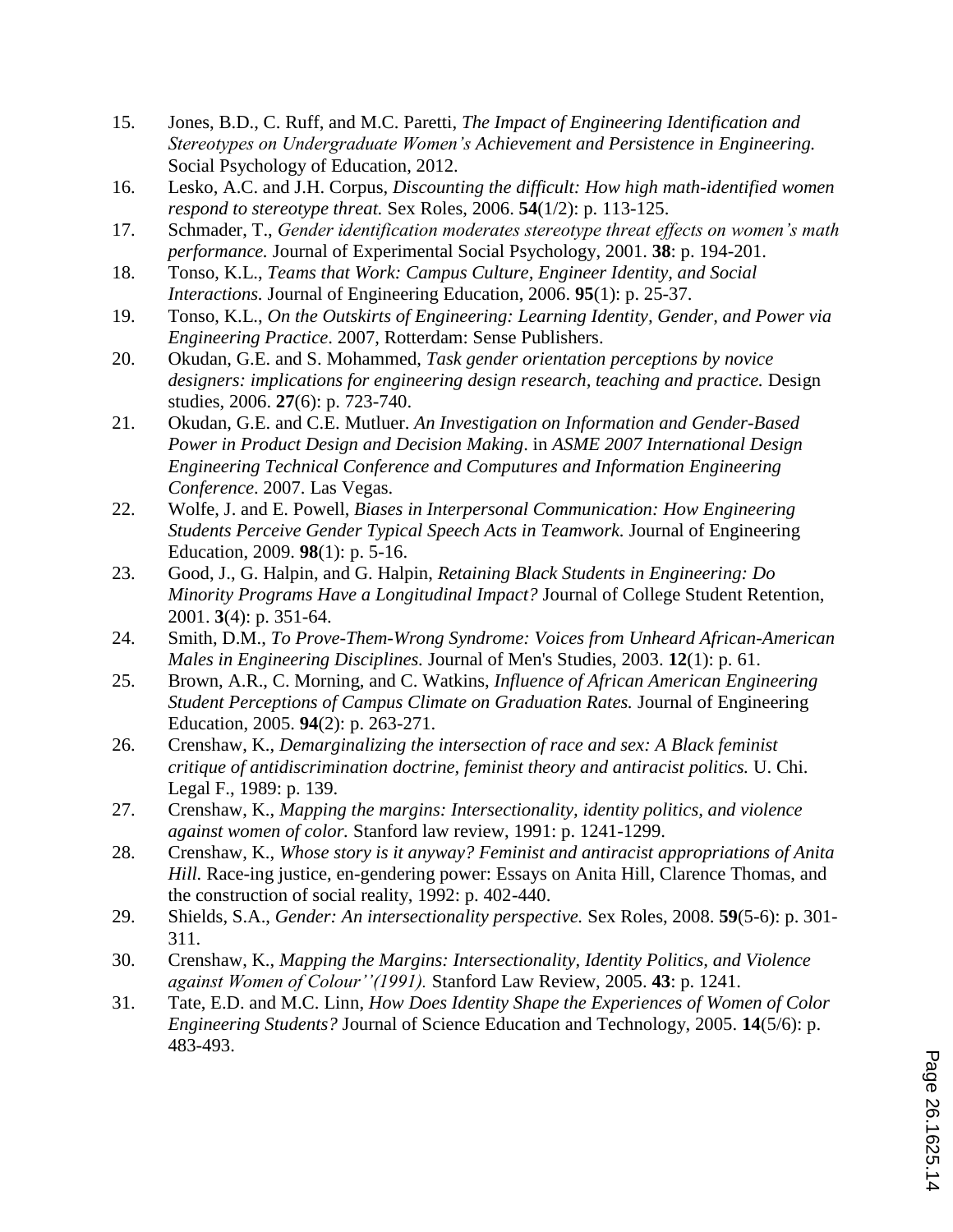15. Jones, B.D., C. Ruff, and M.C. Paretti, *The Impact of Engineering Identification and Stereotypes on Undergraduate Women's Achievement and Persistence in Engineering.* Social Psychology of Education, 2012.
16. Lesko, A.C. and J.H. Corpus, *Discounting the difficult: How high math-identified women respond to stereotype threat.* Sex Roles, 2006. **54**(1/2): p. 113-125.
17. Schmader, T., *Gender identification moderates stereotype threat effects on women's math performance.* Journal of Experimental Social Psychology, 2001. **38**: p. 194-201.
18. Tonso, K.L., *Teams that Work: Campus Culture, Engineer Identity, and Social Interactions.* Journal of Engineering Education, 2006. **95**(1): p. 25-37.
19. Tonso, K.L., *On the Outskirts of Engineering: Learning Identity, Gender, and Power via Engineering Practice*. 2007, Rotterdam: Sense Publishers.
20. Okudan, G.E. and S. Mohammed, *Task gender orientation perceptions by novice designers: implications for engineering design research, teaching and practice.* Design studies, 2006. **27**(6): p. 723-740.
21. Okudan, G.E. and C.E. Mutluer. *An Investigation on Information and Gender-Based Power in Product Design and Decision Making*. in *ASME 2007 International Design Engineering Technical Conference and Computures and Information Engineering Conference*. 2007. Las Vegas.
22. Wolfe, J. and E. Powell, *Biases in Interpersonal Communication: How Engineering Students Perceive Gender Typical Speech Acts in Teamwork.* Journal of Engineering Education, 2009. **98**(1): p. 5-16.
23. Good, J., G. Halpin, and G. Halpin, *Retaining Black Students in Engineering: Do Minority Programs Have a Longitudinal Impact?* Journal of College Student Retention, 2001. **3**(4): p. 351-64.
24. Smith, D.M., *To Prove-Them-Wrong Syndrome: Voices from Unheard African-American Males in Engineering Disciplines.* Journal of Men's Studies, 2003. **12**(1): p. 61.
25. Brown, A.R., C. Morning, and C. Watkins, *Influence of African American Engineering Student Perceptions of Campus Climate on Graduation Rates.* Journal of Engineering Education, 2005. **94**(2): p. 263-271.
26. Crenshaw, K., *Demarginalizing the intersection of race and sex: A Black feminist critique of antidiscrimination doctrine, feminist theory and antiracist politics.* U. Chi. Legal F., 1989: p. 139.
27. Crenshaw, K., *Mapping the margins: Intersectionality, identity politics, and violence against women of color.* Stanford law review, 1991: p. 1241-1299.
28. Crenshaw, K., *Whose story is it anyway? Feminist and antiracist appropriations of Anita Hill.* Race-ing justice, en-gendering power: Essays on Anita Hill, Clarence Thomas, and the construction of social reality, 1992: p. 402-440.
29. Shields, S.A., *Gender: An intersectionality perspective.* Sex Roles, 2008. **59**(5-6): p. 301-311.
30. Crenshaw, K., *Mapping the Margins: Intersectionality, Identity Politics, and Violence against Women of Colour''(1991).* Stanford Law Review, 2005. **43**: p. 1241.
31. Tate, E.D. and M.C. Linn, *How Does Identity Shape the Experiences of Women of Color Engineering Students?* Journal of Science Education and Technology, 2005. **14**(5/6): p. 483-493.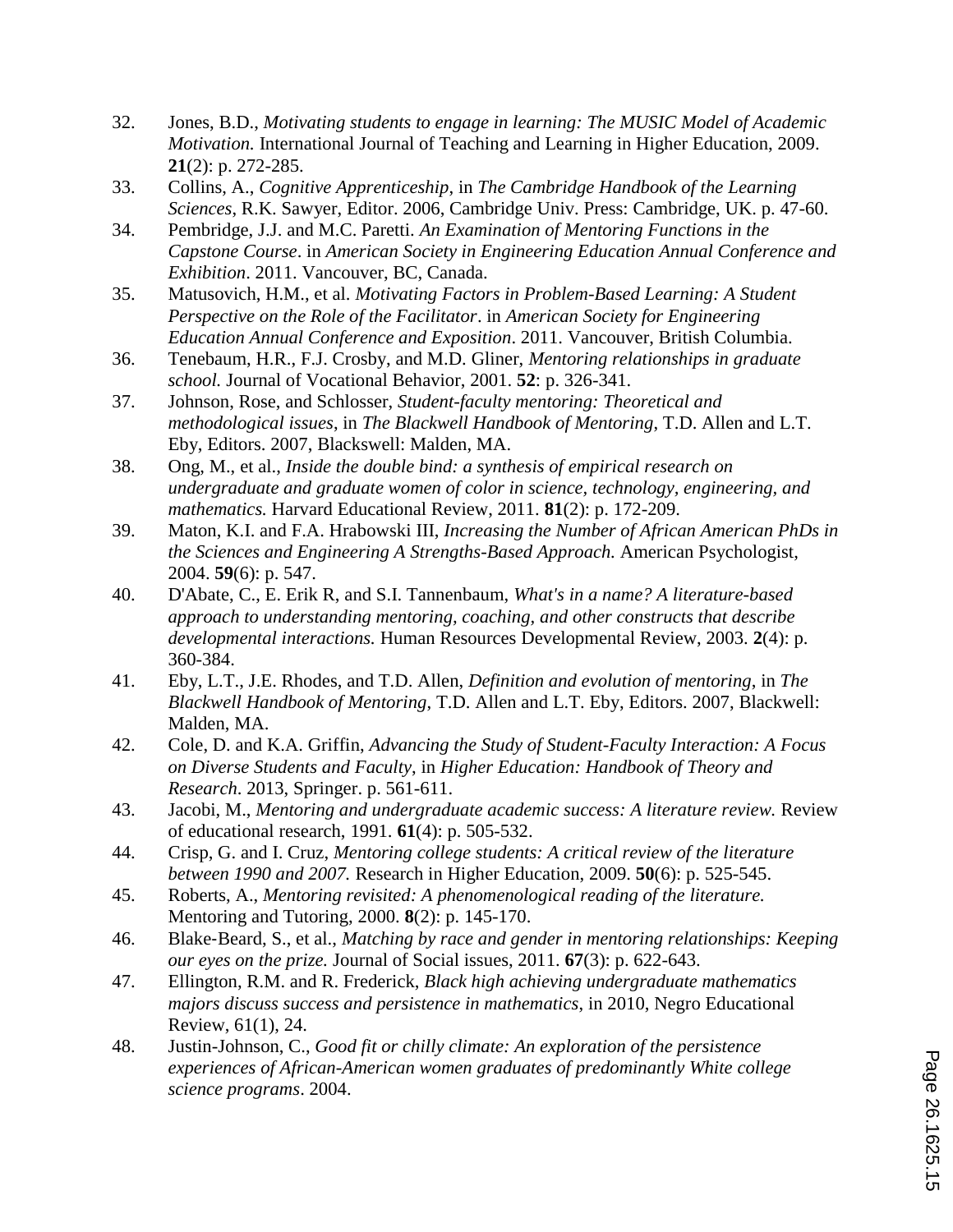32. Jones, B.D., *Motivating students to engage in learning: The MUSIC Model of Academic Motivation.* International Journal of Teaching and Learning in Higher Education, 2009. **21**(2): p. 272-285.
33. Collins, A., *Cognitive Apprenticeship*, in *The Cambridge Handbook of the Learning Sciences*, R.K. Sawyer, Editor. 2006, Cambridge Univ. Press: Cambridge, UK. p. 47-60.
34. Pembridge, J.J. and M.C. Paretti. *An Examination of Mentoring Functions in the Capstone Course*. in *American Society in Engineering Education Annual Conference and Exhibition*. 2011. Vancouver, BC, Canada.
35. Matusovich, H.M., et al. *Motivating Factors in Problem-Based Learning: A Student Perspective on the Role of the Facilitator*. in *American Society for Engineering Education Annual Conference and Exposition*. 2011. Vancouver, British Columbia.
36. Tenebaum, H.R., F.J. Crosby, and M.D. Gliner, *Mentoring relationships in graduate school.* Journal of Vocational Behavior, 2001. **52**: p. 326-341.
37. Johnson, Rose, and Schlosser, *Student-faculty mentoring: Theoretical and methodological issues*, in *The Blackwell Handbook of Mentoring*, T.D. Allen and L.T. Eby, Editors. 2007, Blackswell: Malden, MA.
38. Ong, M., et al., *Inside the double bind: a synthesis of empirical research on undergraduate and graduate women of color in science, technology, engineering, and mathematics.* Harvard Educational Review, 2011. **81**(2): p. 172-209.
39. Maton, K.I. and F.A. Hrabowski III, *Increasing the Number of African American PhDs in the Sciences and Engineering A Strengths-Based Approach.* American Psychologist, 2004. **59**(6): p. 547.
40. D'Abate, C., E. Erik R, and S.I. Tannenbaum, *What's in a name? A literature-based approach to understanding mentoring, coaching, and other constructs that describe developmental interactions.* Human Resources Developmental Review, 2003. **2**(4): p. 360-384.
41. Eby, L.T., J.E. Rhodes, and T.D. Allen, *Definition and evolution of mentoring*, in *The Blackwell Handbook of Mentoring*, T.D. Allen and L.T. Eby, Editors. 2007, Blackwell: Malden, MA.
42. Cole, D. and K.A. Griffin, *Advancing the Study of Student-Faculty Interaction: A Focus on Diverse Students and Faculty*, in *Higher Education: Handbook of Theory and Research*. 2013, Springer. p. 561-611.
43. Jacobi, M., *Mentoring and undergraduate academic success: A literature review.* Review of educational research, 1991. **61**(4): p. 505-532.
44. Crisp, G. and I. Cruz, *Mentoring college students: A critical review of the literature between 1990 and 2007.* Research in Higher Education, 2009. **50**(6): p. 525-545.
45. Roberts, A., *Mentoring revisited: A phenomenological reading of the literature.* Mentoring and Tutoring, 2000. **8**(2): p. 145-170.
46. Blake-Beard, S., et al., *Matching by race and gender in mentoring relationships: Keeping our eyes on the prize.* Journal of Social issues, 2011. **67**(3): p. 622-643.
47. Ellington, R.M. and R. Frederick, *Black high achieving undergraduate mathematics majors discuss success and persistence in mathematics*, in 2010, Negro Educational Review, 61(1), 24.
48. Justin-Johnson, C., *Good fit or chilly climate: An exploration of the persistence experiences of African-American women graduates of predominantly White college science programs*. 2004.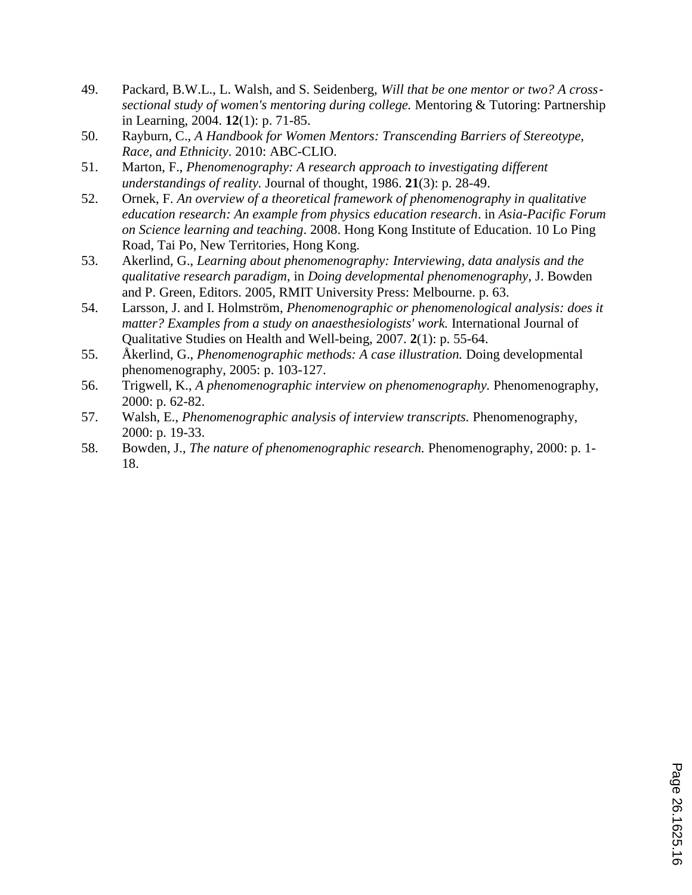49. Packard, B.W.L., L. Walsh, and S. Seidenberg, *Will that be one mentor or two? A cross-sectional study of women's mentoring during college.* Mentoring & Tutoring: Partnership in Learning, 2004. **12**(1): p. 71-85.
50. Rayburn, C., *A Handbook for Women Mentors: Transcending Barriers of Stereotype, Race, and Ethnicity*. 2010: ABC-CLIO.
51. Marton, F., *Phenomenography: A research approach to investigating different understandings of reality.* Journal of thought, 1986. **21**(3): p. 28-49.
52. Ornek, F. *An overview of a theoretical framework of phenomenography in qualitative education research: An example from physics education research*. in *Asia-Pacific Forum on Science learning and teaching*. 2008. Hong Kong Institute of Education. 10 Lo Ping Road, Tai Po, New Territories, Hong Kong.
53. Akerlind, G., *Learning about phenomenography: Interviewing, data analysis and the qualitative research paradigm*, in *Doing developmental phenomenography*, J. Bowden and P. Green, Editors. 2005, RMIT University Press: Melbourne. p. 63.
54. Larsson, J. and I. Holmström, *Phenomenographic or phenomenological analysis: does it matter? Examples from a study on anaesthesiologists' work.* International Journal of Qualitative Studies on Health and Well-being, 2007. **2**(1): p. 55-64.
55. Åkerlind, G., *Phenomenographic methods: A case illustration.* Doing developmental phenomenography, 2005: p. 103-127.
56. Trigwell, K., *A phenomenographic interview on phenomenography.* Phenomenography, 2000: p. 62-82.
57. Walsh, E., *Phenomenographic analysis of interview transcripts.* Phenomenography, 2000: p. 19-33.
58. Bowden, J., *The nature of phenomenographic research.* Phenomenography, 2000: p. 1-18.